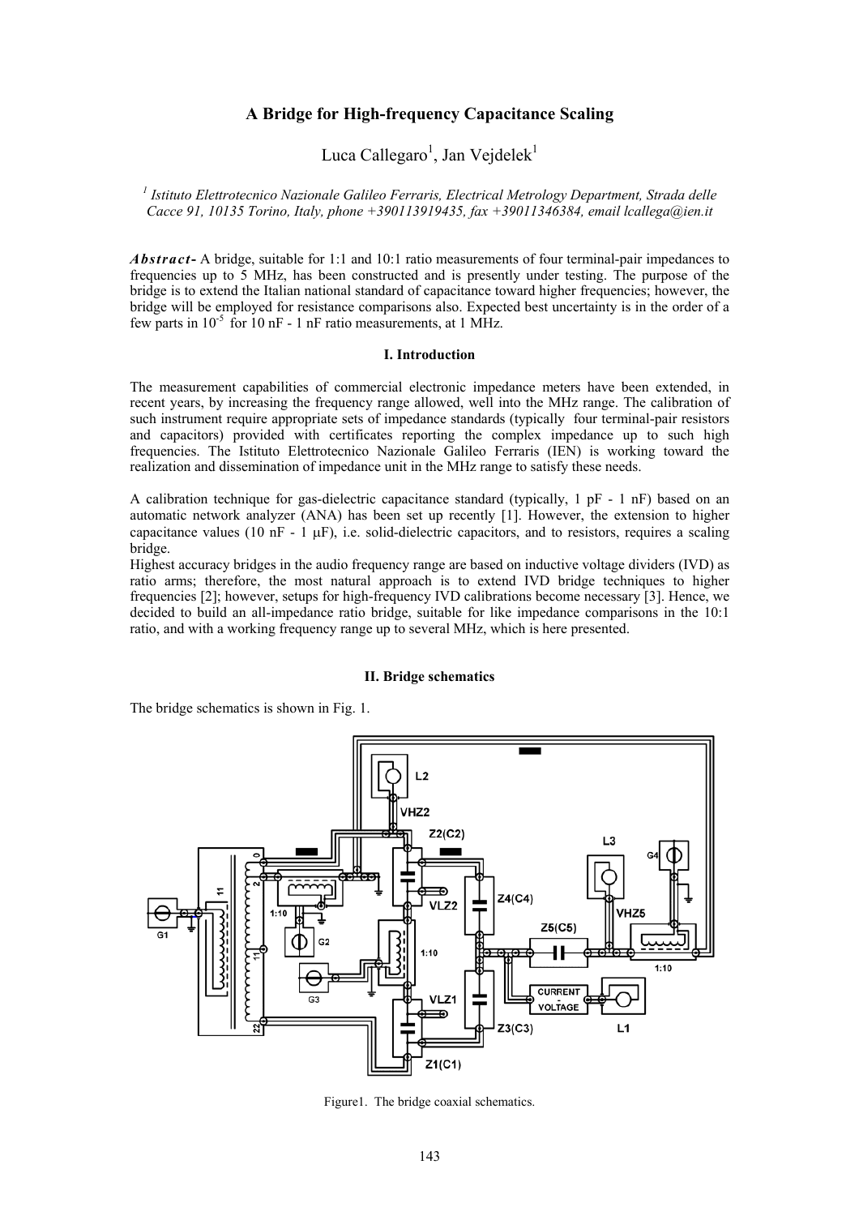# A Bridge for High-frequency Capacitance Scaling

Luca Callegaro[1], Jan Vejdelek[1]

[1] *Istituto Elettrotecnico Nazionale Galileo Ferraris, Electrical Metrology Department, Strada delle Cacce 91, 10135 Torino, Italy, phone +390113919435, fax +39011346384, email lcallega@ien.it*

***Abstract-*** A bridge, suitable for 1:1 and 10:1 ratio measurements of four terminal-pair impedances to frequencies up to 5 MHz, has been constructed and is presently under testing. The purpose of the bridge is to extend the Italian national standard of capacitance toward higher frequencies; however, the bridge will be employed for resistance comparisons also. Expected best uncertainty is in the order of a few parts in $10^{-5}$ for 10 nF - 1 nF ratio measurements, at 1 MHz.

## I. Introduction

The measurement capabilities of commercial electronic impedance meters have been extended, in recent years, by increasing the frequency range allowed, well into the MHz range. The calibration of such instrument require appropriate sets of impedance standards (typically four terminal-pair resistors and capacitors) provided with certificates reporting the complex impedance up to such high frequencies. The Istituto Elettrotecnico Nazionale Galileo Ferraris (IEN) is working toward the realization and dissemination of impedance unit in the MHz range to satisfy these needs.

A calibration technique for gas-dielectric capacitance standard (typically, 1 pF - 1 nF) based on an automatic network analyzer (ANA) has been set up recently [1]. However, the extension to higher capacitance values (10 nF - 1 μF), i.e. solid-dielectric capacitors, and to resistors, requires a scaling bridge.

Highest accuracy bridges in the audio frequency range are based on inductive voltage dividers (IVD) as ratio arms; therefore, the most natural approach is to extend IVD bridge techniques to higher frequencies [2]; however, setups for high-frequency IVD calibrations become necessary [3]. Hence, we decided to build an all-impedance ratio bridge, suitable for like impedance comparisons in the 10:1 ratio, and with a working frequency range up to several MHz, which is here presented.

## II. Bridge schematics

The bridge schematics is shown in Fig. 1.

Figure1. The bridge coaxial schematics.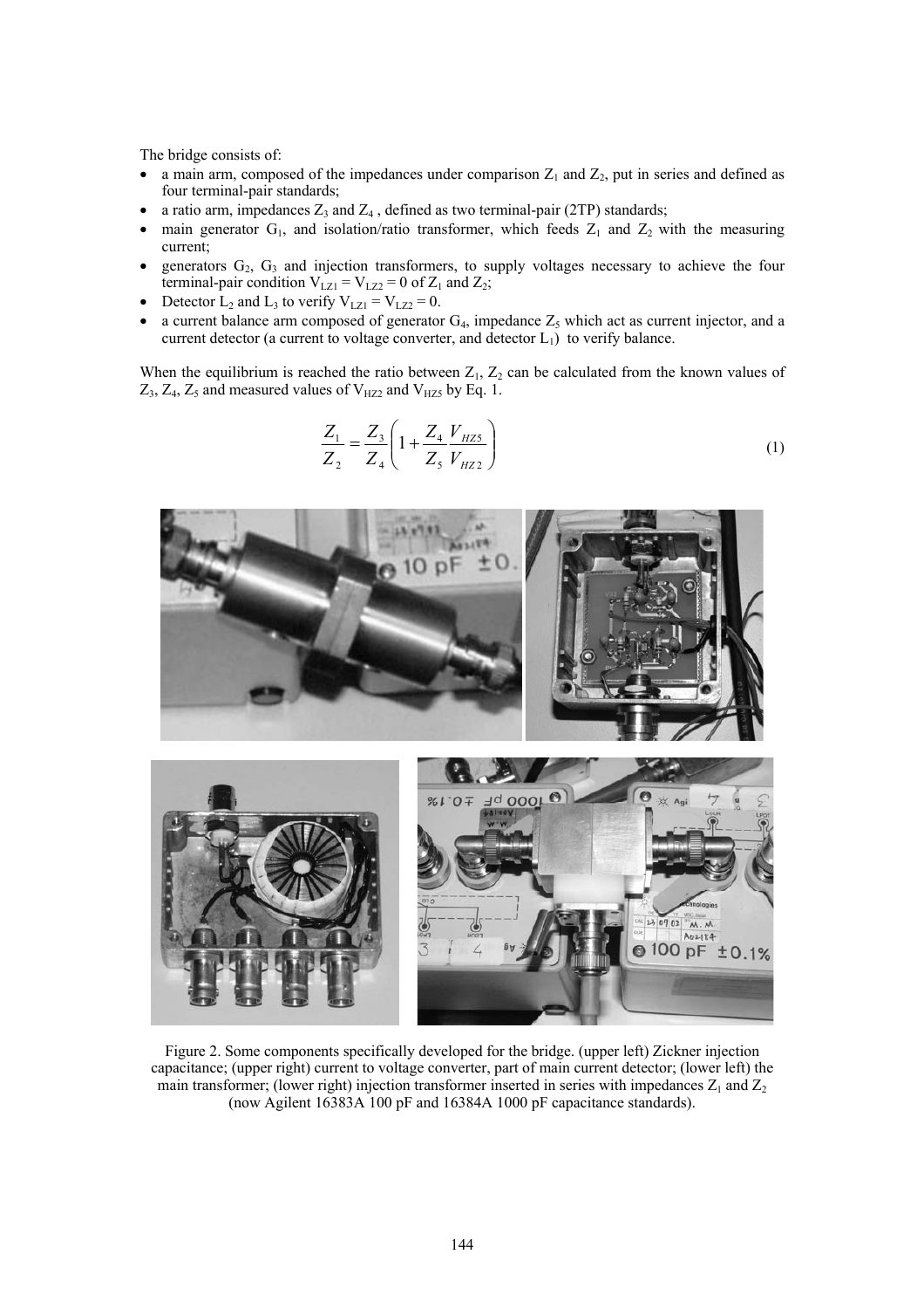The bridge consists of:

- a main arm, composed of the impedances under comparison $Z_1$ and $Z_2$, put in series and defined as four terminal-pair standards;
- a ratio arm, impedances $Z_3$ and $Z_4$ , defined as two terminal-pair (2TP) standards;
- main generator $G_1$, and isolation/ratio transformer, which feeds $Z_1$ and $Z_2$ with the measuring current;
- generators $G_2$, $G_3$ and injection transformers, to supply voltages necessary to achieve the four terminal-pair condition $V_{LZ1} = V_{LZ2} = 0$ of $Z_1$ and $Z_2$;
- Detector $L_2$ and $L_3$ to verify $V_{LZ1} = V_{LZ2} = 0$.
- a current balance arm composed of generator $G_4$, impedance $Z_5$ which act as current injector, and a current detector (a current to voltage converter, and detector $L_1$) to verify balance.

When the equilibrium is reached the ratio between $Z_1$, $Z_2$ can be calculated from the known values of $Z_3$, $Z_4$, $Z_5$ and measured values of $V_{HZ2}$ and $V_{HZ5}$ by Eq. 1.

$$\frac{Z_1}{Z_2} = \frac{Z_3}{Z_4}\left(1 + \frac{Z_4}{Z_5}\frac{V_{HZ5}}{V_{HZ2}}\right) \tag{1}$$

Figure 2. Some components specifically developed for the bridge. (upper left) Zickner injection capacitance; (upper right) current to voltage converter, part of main current detector; (lower left) the main transformer; (lower right) injection transformer inserted in series with impedances $Z_1$ and $Z_2$ (now Agilent 16383A 100 pF and 16384A 1000 pF capacitance standards).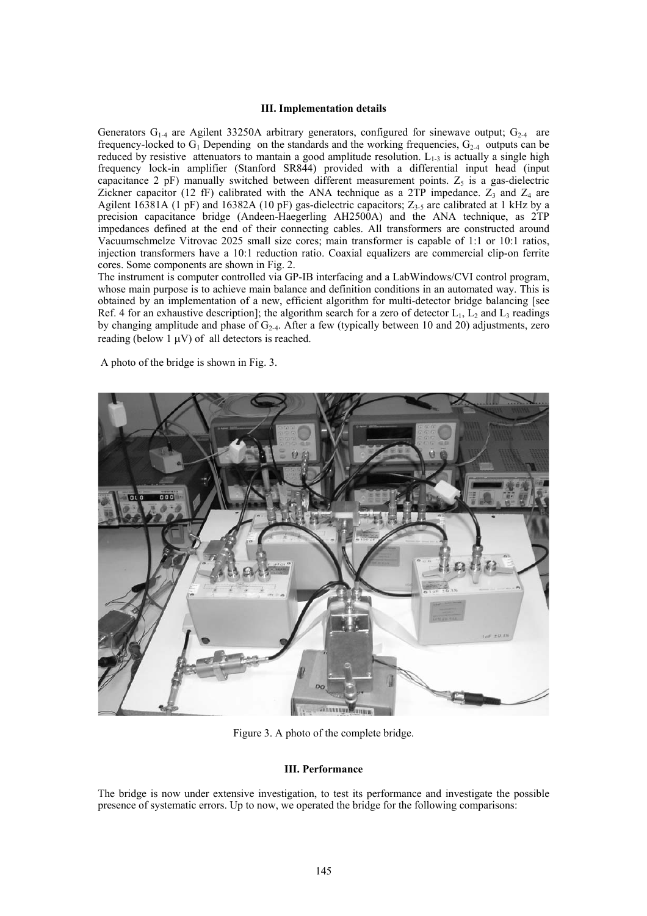### III. Implementation details

Generators $G_{1-4}$ are Agilent 33250A arbitrary generators, configured for sinewave output; $G_{2-4}$ are frequency-locked to $G_1$ Depending on the standards and the working frequencies, $G_{2-4}$ outputs can be reduced by resistive attenuators to mantain a good amplitude resolution. $L_{1-3}$ is actually a single high frequency lock-in amplifier (Stanford SR844) provided with a differential input head (input capacitance 2 pF) manually switched between different measurement points. $Z_5$ is a gas-dielectric Zickner capacitor (12 fF) calibrated with the ANA technique as a 2TP impedance. $Z_3$ and $Z_4$ are Agilent 16381A (1 pF) and 16382A (10 pF) gas-dielectric capacitors; $Z_{3-5}$ are calibrated at 1 kHz by a precision capacitance bridge (Andeen-Haegerling AH2500A) and the ANA technique, as 2TP impedances defined at the end of their connecting cables. All transformers are constructed around Vacuumschmelze Vitrovac 2025 small size cores; main transformer is capable of 1:1 or 10:1 ratios, injection transformers have a 10:1 reduction ratio. Coaxial equalizers are commercial clip-on ferrite cores. Some components are shown in Fig. 2.

The instrument is computer controlled via GP-IB interfacing and a LabWindows/CVI control program, whose main purpose is to achieve main balance and definition conditions in an automated way. This is obtained by an implementation of a new, efficient algorithm for multi-detector bridge balancing [see Ref. 4 for an exhaustive description]; the algorithm search for a zero of detector $L_1$, $L_2$ and $L_3$ readings by changing amplitude and phase of $G_{2-4}$. After a few (typically between 10 and 20) adjustments, zero reading (below 1 $\mu$V) of all detectors is reached.

A photo of the bridge is shown in Fig. 3.

Figure 3. A photo of the complete bridge.

### III. Performance

The bridge is now under extensive investigation, to test its performance and investigate the possible presence of systematic errors. Up to now, we operated the bridge for the following comparisons: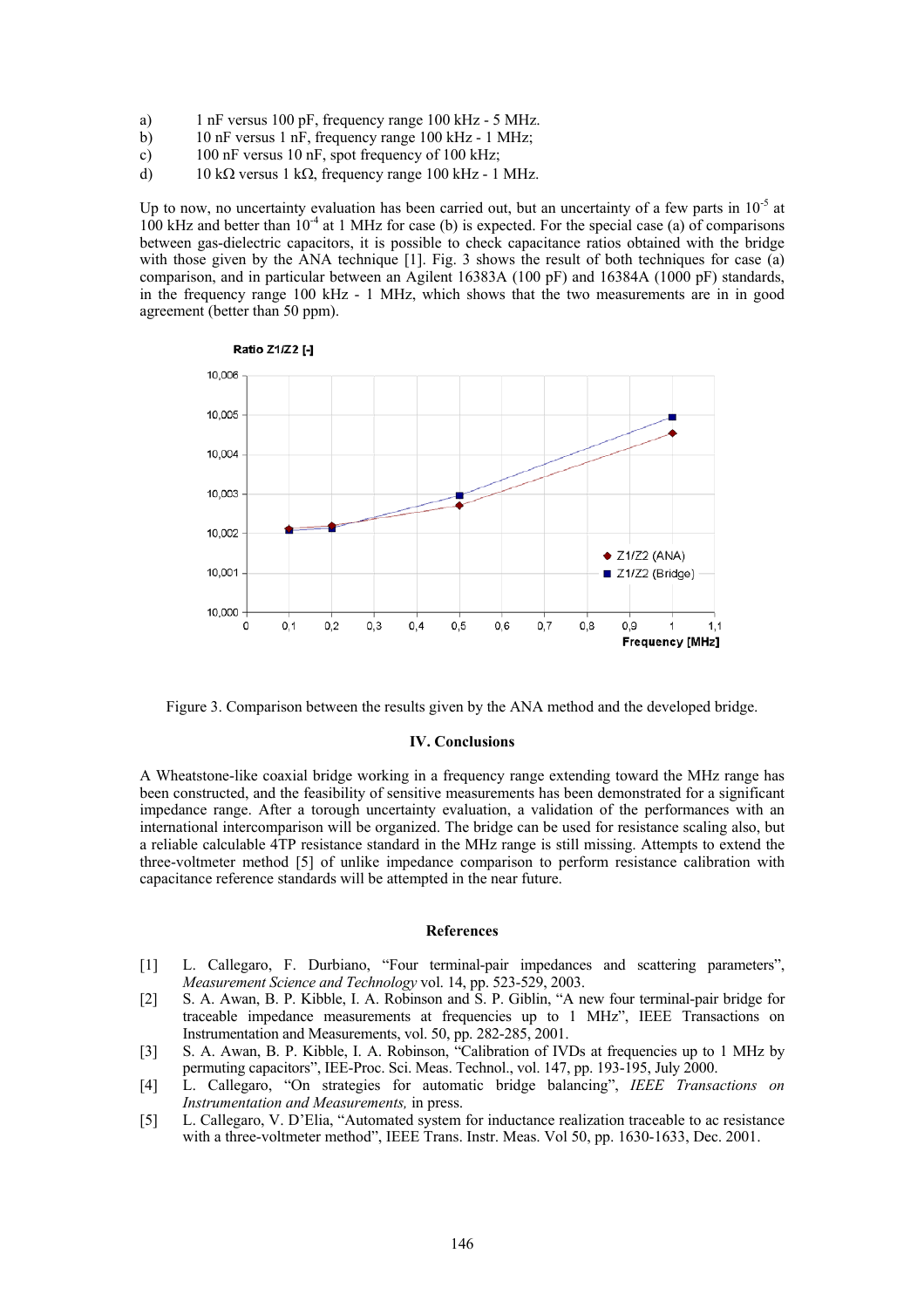a) 1 nF versus 100 pF, frequency range 100 kHz - 5 MHz.
b) 10 nF versus 1 nF, frequency range 100 kHz - 1 MHz;
c) 100 nF versus 10 nF, spot frequency of 100 kHz;
d) 10 kΩ versus 1 kΩ, frequency range 100 kHz - 1 MHz.

Up to now, no uncertainty evaluation has been carried out, but an uncertainty of a few parts in $10^{-5}$ at 100 kHz and better than $10^{-4}$ at 1 MHz for case (b) is expected. For the special case (a) of comparisons between gas-dielectric capacitors, it is possible to check capacitance ratios obtained with the bridge with those given by the ANA technique [1]. Fig. 3 shows the result of both techniques for case (a) comparison, and in particular between an Agilent 16383A (100 pF) and 16384A (1000 pF) standards, in the frequency range 100 kHz - 1 MHz, which shows that the two measurements are in in good agreement (better than 50 ppm).

Ratio Z1/Z2 [-]

10,006
10,005
10,004
10,003
10,002
10,001
10,000

0 0,1 0,2 0,3 0,4 0,5 0,6 0,7 0,8 0,9 1 1,1

Frequency [MHz]

Z1/Z2 (ANA)
Z1/Z2 (Bridge)

Figure 3. Comparison between the results given by the ANA method and the developed bridge.

## IV. Conclusions

A Wheatstone-like coaxial bridge working in a frequency range extending toward the MHz range has been constructed, and the feasibility of sensitive measurements has been demonstrated for a significant impedance range. After a torough uncertainty evaluation, a validation of the performances with an international intercomparison will be organized. The bridge can be used for resistance scaling also, but a reliable calculable 4TP resistance standard in the MHz range is still missing. Attempts to extend the three-voltmeter method [5] of unlike impedance comparison to perform resistance calibration with capacitance reference standards will be attempted in the near future.

## References

[1] L. Callegaro, F. Durbiano, "Four terminal-pair impedances and scattering parameters", *Measurement Science and Technology* vol. 14, pp. 523-529, 2003.

[2] S. A. Awan, B. P. Kibble, I. A. Robinson and S. P. Giblin, "A new four terminal-pair bridge for traceable impedance measurements at frequencies up to 1 MHz", IEEE Transactions on Instrumentation and Measurements, vol. 50, pp. 282-285, 2001.

[3] S. A. Awan, B. P. Kibble, I. A. Robinson, "Calibration of IVDs at frequencies up to 1 MHz by permuting capacitors", IEE-Proc. Sci. Meas. Technol., vol. 147, pp. 193-195, July 2000.

[4] L. Callegaro, "On strategies for automatic bridge balancing", *IEEE Transactions on Instrumentation and Measurements,* in press.

[5] L. Callegaro, V. D'Elia, "Automated system for inductance realization traceable to ac resistance with a three-voltmeter method", IEEE Trans. Instr. Meas. Vol 50, pp. 1630-1633, Dec. 2001.